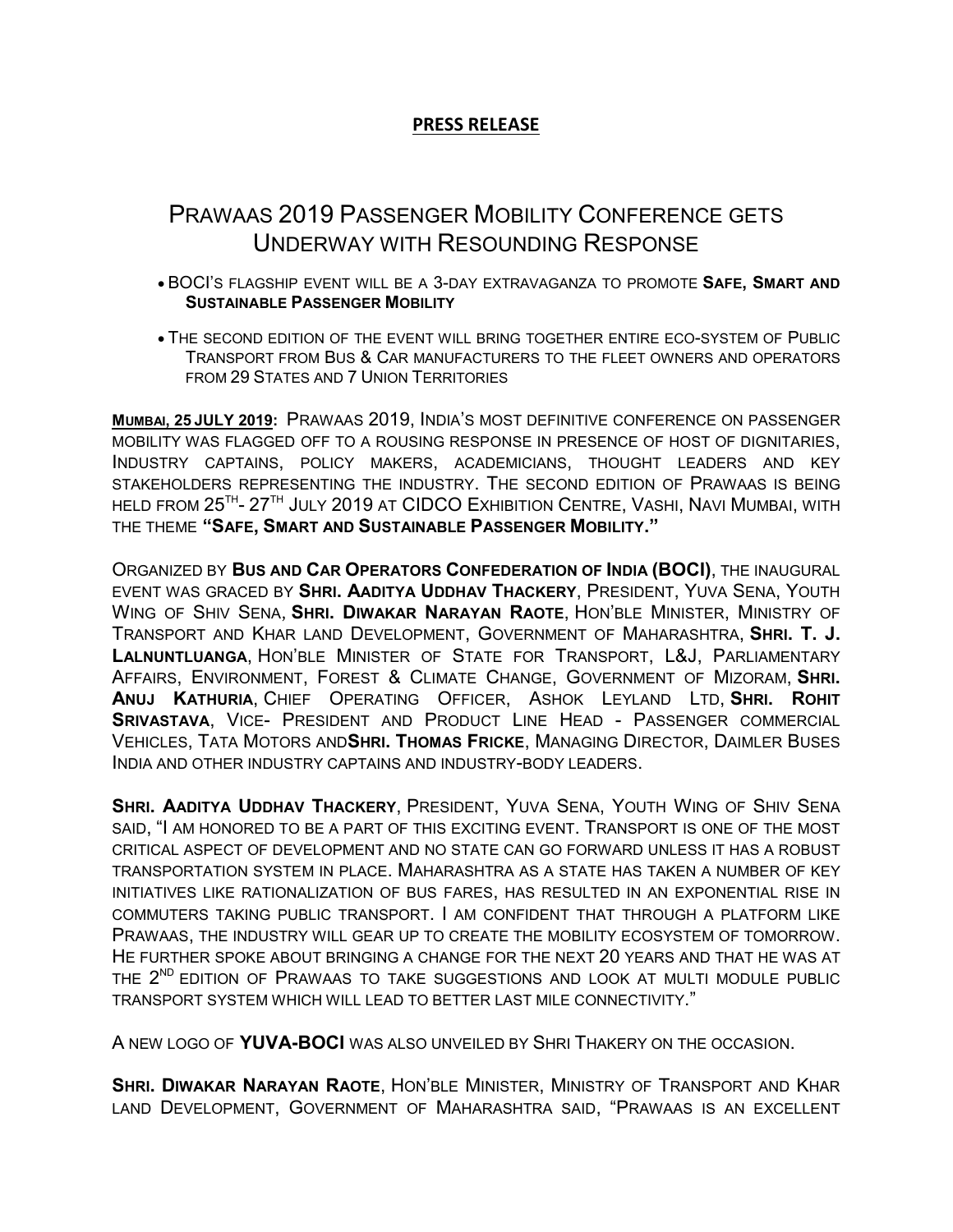# PRESS RELEASE

## Prawaas 2019 Passenger Mobility Conference gets Underway with Resounding Response

- BOCI's flagship event will be a 3-day extravaganza to promote **Safe, Smart and Sustainable Passenger Mobility**
- The second edition of the event will bring together entire eco-system of Public Transport from Bus & Car manufacturers to the fleet owners and operators from 29 States and 7 Union Territories

**Mumbai, 25 July 2019:** Prawaas 2019, India's most definitive conference on passenger mobility was flagged off to a rousing response in presence of host of dignitaries, Industry captains, policy makers, academicians, thought leaders and key stakeholders representing the industry. The second edition of Prawaas is being held from 25th- 27th July 2019 at CIDCO Exhibition Centre, Vashi, Navi Mumbai, with the theme **"Safe, Smart and Sustainable Passenger Mobility."**

Organized by **Bus and Car Operators Confederation of India (BOCI)**, the inaugural event was graced by **Shri. Aaditya Uddhav Thackery**, President, Yuva Sena, Youth Wing of Shiv Sena, **Shri. Diwakar Narayan Raote**, Hon'ble Minister, Ministry of Transport and Khar land Development, Government of Maharashtra, **Shri. T. J. Lalnuntluanga**, Hon'ble Minister of State for Transport, L&J, Parliamentary Affairs, Environment, Forest & Climate Change, Government of Mizoram, **Shri. Anuj Kathuria**, Chief Operating Officer, Ashok Leyland Ltd, **Shri. Rohit Srivastava**, Vice- President and Product Line Head - Passenger commercial Vehicles, Tata Motors and**Shri. Thomas Fricke**, Managing Director, Daimler Buses India and other industry captains and industry-body leaders.

**Shri. Aaditya Uddhav Thackery**, President, Yuva Sena, Youth Wing of Shiv Sena said, "I am honored to be a part of this exciting event. Transport is one of the most critical aspect of development and no state can go forward unless it has a robust transportation system in place. Maharashtra as a state has taken a number of key initiatives like rationalization of bus fares, has resulted in an exponential rise in commuters taking public transport. I am confident that through a platform like Prawaas, the industry will gear up to create the mobility ecosystem of tomorrow. He further spoke about bringing a change for the next 20 years and that he was at the 2nd edition of Prawaas to take suggestions and look at multi module public transport system which will lead to better last mile connectivity."

A new logo of **YUVA-BOCI** was also unveiled by Shri Thakery on the occasion.

**Shri. Diwakar Narayan Raote**, Hon'ble Minister, Ministry of Transport and Khar land Development, Government of Maharashtra said, "Prawaas is an excellent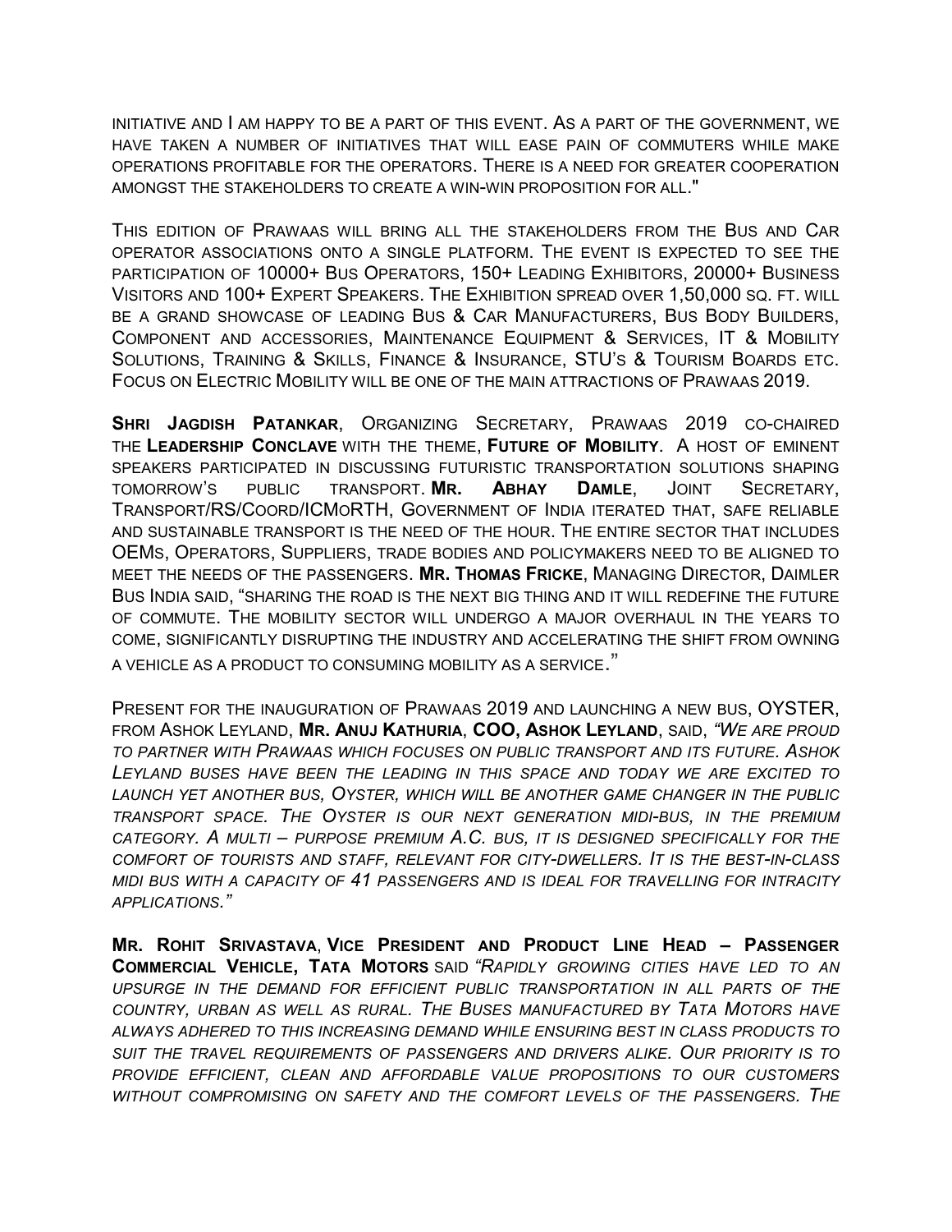initiative and I am happy to be a part of this event. As a part of the government, we have taken a number of initiatives that will ease pain of commuters while make operations profitable for the operators. There is a need for greater cooperation amongst the stakeholders to create a win-win proposition for all."

This edition of Prawaas will bring all the stakeholders from the Bus and Car operator associations onto a single platform. The event is expected to see the participation of 10000+ Bus Operators, 150+ Leading Exhibitors, 20000+ Business Visitors and 100+ Expert Speakers. The Exhibition spread over 1,50,000 sq. ft. will be a grand showcase of leading Bus & Car Manufacturers, Bus Body Builders, Component and accessories, Maintenance Equipment & Services, IT & Mobility Solutions, Training & Skills, Finance & Insurance, STU's & Tourism Boards etc. Focus on Electric Mobility will be one of the main attractions of Prawaas 2019.

**Shri Jagdish Patankar**, Organizing Secretary, Prawaas 2019 co-chaired the **Leadership Conclave** with the theme, **Future of Mobility**. A host of eminent speakers participated in discussing futuristic transportation solutions shaping tomorrow's public transport. **Mr. Abhay Damle**, Joint Secretary, Transport/RS/Coord/ICMoRTH, Government of India iterated that, safe reliable and sustainable transport is the need of the hour. The entire sector that includes OEMs, Operators, Suppliers, trade bodies and policymakers need to be aligned to meet the needs of the passengers. **Mr. Thomas Fricke**, Managing Director, Daimler Bus India said, "sharing the road is the next big thing and it will redefine the future of commute. The mobility sector will undergo a major overhaul in the years to come, significantly disrupting the industry and accelerating the shift from owning a vehicle as a product to consuming mobility as a service."

Present for the inauguration of Prawaas 2019 and launching a new bus, OYSTER, from Ashok Leyland, **Mr. Anuj Kathuria**, **COO, Ashok Leyland**, said, *"We are proud to partner with Prawaas which focuses on public transport and its future. Ashok Leyland buses have been the leading in this space and today we are excited to launch yet another bus, Oyster, which will be another game changer in the public transport space. The Oyster is our next generation midi-bus, in the premium category. A multi – purpose premium A.C. bus, it is designed specifically for the comfort of tourists and staff, relevant for city-dwellers. It is the best-in-class midi bus with a capacity of 41 passengers and is ideal for travelling for intracity applications."*

**Mr. Rohit Srivastava**, **Vice President and Product Line Head – Passenger Commercial Vehicle, Tata Motors** said *"Rapidly growing cities have led to an upsurge in the demand for efficient public transportation in all parts of the country, urban as well as rural. The Buses manufactured by Tata Motors have always adhered to this increasing demand while ensuring best in class products to suit the travel requirements of passengers and drivers alike. Our priority is to provide efficient, clean and affordable value propositions to our customers without compromising on safety and the comfort levels of the passengers. The*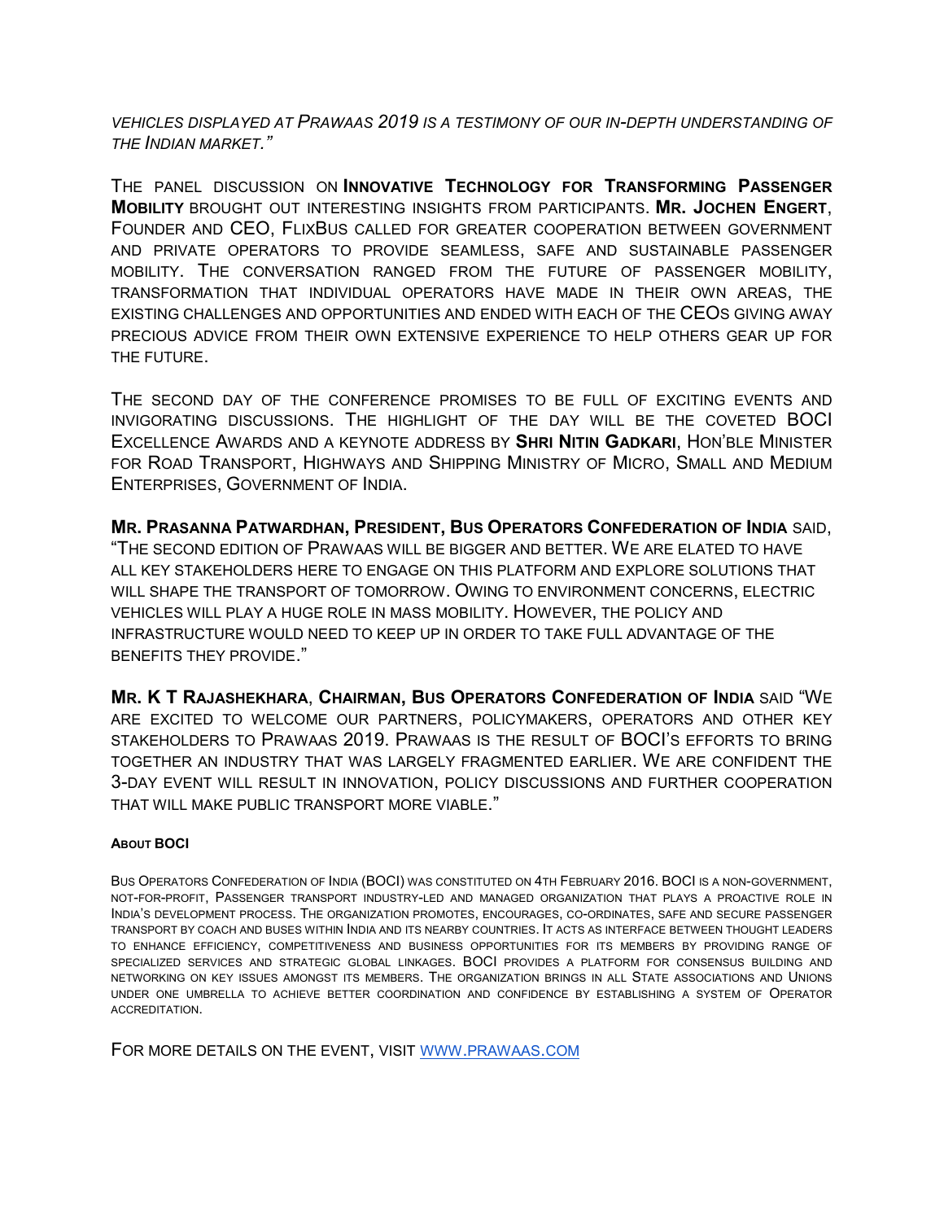*VEHICLES DISPLAYED AT PRAWAAS 2019 IS A TESTIMONY OF OUR IN-DEPTH UNDERSTANDING OF THE INDIAN MARKET."*

THE PANEL DISCUSSION ON **INNOVATIVE TECHNOLOGY FOR TRANSFORMING PASSENGER MOBILITY** BROUGHT OUT INTERESTING INSIGHTS FROM PARTICIPANTS. **MR. JOCHEN ENGERT**, FOUNDER AND CEO, FLIXBUS CALLED FOR GREATER COOPERATION BETWEEN GOVERNMENT AND PRIVATE OPERATORS TO PROVIDE SEAMLESS, SAFE AND SUSTAINABLE PASSENGER MOBILITY. THE CONVERSATION RANGED FROM THE FUTURE OF PASSENGER MOBILITY, TRANSFORMATION THAT INDIVIDUAL OPERATORS HAVE MADE IN THEIR OWN AREAS, THE EXISTING CHALLENGES AND OPPORTUNITIES AND ENDED WITH EACH OF THE CEOS GIVING AWAY PRECIOUS ADVICE FROM THEIR OWN EXTENSIVE EXPERIENCE TO HELP OTHERS GEAR UP FOR THE FUTURE.

THE SECOND DAY OF THE CONFERENCE PROMISES TO BE FULL OF EXCITING EVENTS AND INVIGORATING DISCUSSIONS. THE HIGHLIGHT OF THE DAY WILL BE THE COVETED BOCI EXCELLENCE AWARDS AND A KEYNOTE ADDRESS BY **SHRI NITIN GADKARI**, HON'BLE MINISTER FOR ROAD TRANSPORT, HIGHWAYS AND SHIPPING MINISTRY OF MICRO, SMALL AND MEDIUM ENTERPRISES, GOVERNMENT OF INDIA.

**MR. PRASANNA PATWARDHAN, PRESIDENT, BUS OPERATORS CONFEDERATION OF INDIA** SAID, "THE SECOND EDITION OF PRAWAAS WILL BE BIGGER AND BETTER. WE ARE ELATED TO HAVE ALL KEY STAKEHOLDERS HERE TO ENGAGE ON THIS PLATFORM AND EXPLORE SOLUTIONS THAT WILL SHAPE THE TRANSPORT OF TOMORROW. OWING TO ENVIRONMENT CONCERNS, ELECTRIC VEHICLES WILL PLAY A HUGE ROLE IN MASS MOBILITY. HOWEVER, THE POLICY AND INFRASTRUCTURE WOULD NEED TO KEEP UP IN ORDER TO TAKE FULL ADVANTAGE OF THE BENEFITS THEY PROVIDE."

**MR. K T RAJASHEKHARA**, **CHAIRMAN, BUS OPERATORS CONFEDERATION OF INDIA** SAID "WE ARE EXCITED TO WELCOME OUR PARTNERS, POLICYMAKERS, OPERATORS AND OTHER KEY STAKEHOLDERS TO PRAWAAS 2019. PRAWAAS IS THE RESULT OF BOCI'S EFFORTS TO BRING TOGETHER AN INDUSTRY THAT WAS LARGELY FRAGMENTED EARLIER. WE ARE CONFIDENT THE 3-DAY EVENT WILL RESULT IN INNOVATION, POLICY DISCUSSIONS AND FURTHER COOPERATION THAT WILL MAKE PUBLIC TRANSPORT MORE VIABLE."

**ABOUT BOCI**

BUS OPERATORS CONFEDERATION OF INDIA (BOCI) WAS CONSTITUTED ON 4TH FEBRUARY 2016. BOCI IS A NON-GOVERNMENT, NOT-FOR-PROFIT, PASSENGER TRANSPORT INDUSTRY-LED AND MANAGED ORGANIZATION THAT PLAYS A PROACTIVE ROLE IN INDIA'S DEVELOPMENT PROCESS. THE ORGANIZATION PROMOTES, ENCOURAGES, CO-ORDINATES, SAFE AND SECURE PASSENGER TRANSPORT BY COACH AND BUSES WITHIN INDIA AND ITS NEARBY COUNTRIES. IT ACTS AS INTERFACE BETWEEN THOUGHT LEADERS TO ENHANCE EFFICIENCY, COMPETITIVENESS AND BUSINESS OPPORTUNITIES FOR ITS MEMBERS BY PROVIDING RANGE OF SPECIALIZED SERVICES AND STRATEGIC GLOBAL LINKAGES. BOCI PROVIDES A PLATFORM FOR CONSENSUS BUILDING AND NETWORKING ON KEY ISSUES AMONGST ITS MEMBERS. THE ORGANIZATION BRINGS IN ALL STATE ASSOCIATIONS AND UNIONS UNDER ONE UMBRELLA TO ACHIEVE BETTER COORDINATION AND CONFIDENCE BY ESTABLISHING A SYSTEM OF OPERATOR ACCREDITATION.

FOR MORE DETAILS ON THE EVENT, VISIT [WWW.PRAWAAS.COM](http://www.prawaas.com)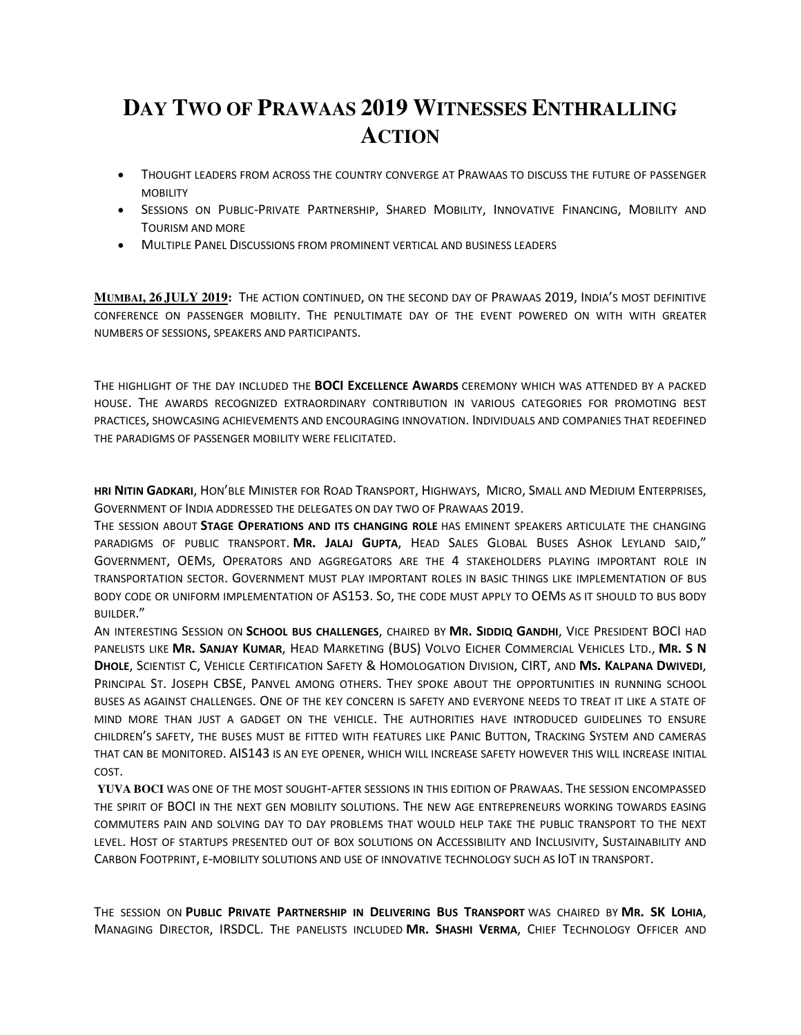# DAY TWO OF PRAWAAS 2019 WITNESSES ENTHRALLING ACTION

- THOUGHT LEADERS FROM ACROSS THE COUNTRY CONVERGE AT PRAWAAS TO DISCUSS THE FUTURE OF PASSENGER MOBILITY
- SESSIONS ON PUBLIC-PRIVATE PARTNERSHIP, SHARED MOBILITY, INNOVATIVE FINANCING, MOBILITY AND TOURISM AND MORE
- MULTIPLE PANEL DISCUSSIONS FROM PROMINENT VERTICAL AND BUSINESS LEADERS

**MUMBAI, 26 JULY 2019:** THE ACTION CONTINUED, ON THE SECOND DAY OF PRAWAAS 2019, INDIA'S MOST DEFINITIVE CONFERENCE ON PASSENGER MOBILITY. THE PENULTIMATE DAY OF THE EVENT POWERED ON WITH WITH GREATER NUMBERS OF SESSIONS, SPEAKERS AND PARTICIPANTS.

THE HIGHLIGHT OF THE DAY INCLUDED THE **BOCI EXCELLENCE AWARDS** CEREMONY WHICH WAS ATTENDED BY A PACKED HOUSE. THE AWARDS RECOGNIZED EXTRAORDINARY CONTRIBUTION IN VARIOUS CATEGORIES FOR PROMOTING BEST PRACTICES, SHOWCASING ACHIEVEMENTS AND ENCOURAGING INNOVATION. INDIVIDUALS AND COMPANIES THAT REDEFINED THE PARADIGMS OF PASSENGER MOBILITY WERE FELICITATED.

**HRI NITIN GADKARI**, HON'BLE MINISTER FOR ROAD TRANSPORT, HIGHWAYS, MICRO, SMALL AND MEDIUM ENTERPRISES, GOVERNMENT OF INDIA ADDRESSED THE DELEGATES ON DAY TWO OF PRAWAAS 2019.

THE SESSION ABOUT **STAGE OPERATIONS AND ITS CHANGING ROLE** HAS EMINENT SPEAKERS ARTICULATE THE CHANGING PARADIGMS OF PUBLIC TRANSPORT. **MR. JALAJ GUPTA**, HEAD SALES GLOBAL BUSES ASHOK LEYLAND SAID," GOVERNMENT, OEMS, OPERATORS AND AGGREGATORS ARE THE 4 STAKEHOLDERS PLAYING IMPORTANT ROLE IN TRANSPORTATION SECTOR. GOVERNMENT MUST PLAY IMPORTANT ROLES IN BASIC THINGS LIKE IMPLEMENTATION OF BUS BODY CODE OR UNIFORM IMPLEMENTATION OF AS153. SO, THE CODE MUST APPLY TO OEMS AS IT SHOULD TO BUS BODY BUILDER."

AN INTERESTING SESSION ON **SCHOOL BUS CHALLENGES**, CHAIRED BY **MR. SIDDIQ GANDHI**, VICE PRESIDENT BOCI HAD PANELISTS LIKE **MR. SANJAY KUMAR**, HEAD MARKETING (BUS) VOLVO EICHER COMMERCIAL VEHICLES LTD., **MR. S N DHOLE**, SCIENTIST C, VEHICLE CERTIFICATION SAFETY & HOMOLOGATION DIVISION, CIRT, AND **MS. KALPANA DWIVEDI**, PRINCIPAL ST. JOSEPH CBSE, PANVEL AMONG OTHERS. THEY SPOKE ABOUT THE OPPORTUNITIES IN RUNNING SCHOOL BUSES AS AGAINST CHALLENGES. ONE OF THE KEY CONCERN IS SAFETY AND EVERYONE NEEDS TO TREAT IT LIKE A STATE OF MIND MORE THAN JUST A GADGET ON THE VEHICLE. THE AUTHORITIES HAVE INTRODUCED GUIDELINES TO ENSURE CHILDREN'S SAFETY, THE BUSES MUST BE FITTED WITH FEATURES LIKE PANIC BUTTON, TRACKING SYSTEM AND CAMERAS THAT CAN BE MONITORED. AIS143 IS AN EYE OPENER, WHICH WILL INCREASE SAFETY HOWEVER THIS WILL INCREASE INITIAL COST.

**YUVA BOCI** WAS ONE OF THE MOST SOUGHT-AFTER SESSIONS IN THIS EDITION OF PRAWAAS. THE SESSION ENCOMPASSED THE SPIRIT OF BOCI IN THE NEXT GEN MOBILITY SOLUTIONS. THE NEW AGE ENTREPRENEURS WORKING TOWARDS EASING COMMUTERS PAIN AND SOLVING DAY TO DAY PROBLEMS THAT WOULD HELP TAKE THE PUBLIC TRANSPORT TO THE NEXT LEVEL. HOST OF STARTUPS PRESENTED OUT OF BOX SOLUTIONS ON ACCESSIBILITY AND INCLUSIVITY, SUSTAINABILITY AND CARBON FOOTPRINT, E-MOBILITY SOLUTIONS AND USE OF INNOVATIVE TECHNOLOGY SUCH AS IOT IN TRANSPORT.

THE SESSION ON **PUBLIC PRIVATE PARTNERSHIP IN DELIVERING BUS TRANSPORT** WAS CHAIRED BY **MR. SK LOHIA**, MANAGING DIRECTOR, IRSDCL. THE PANELISTS INCLUDED **MR. SHASHI VERMA**, CHIEF TECHNOLOGY OFFICER AND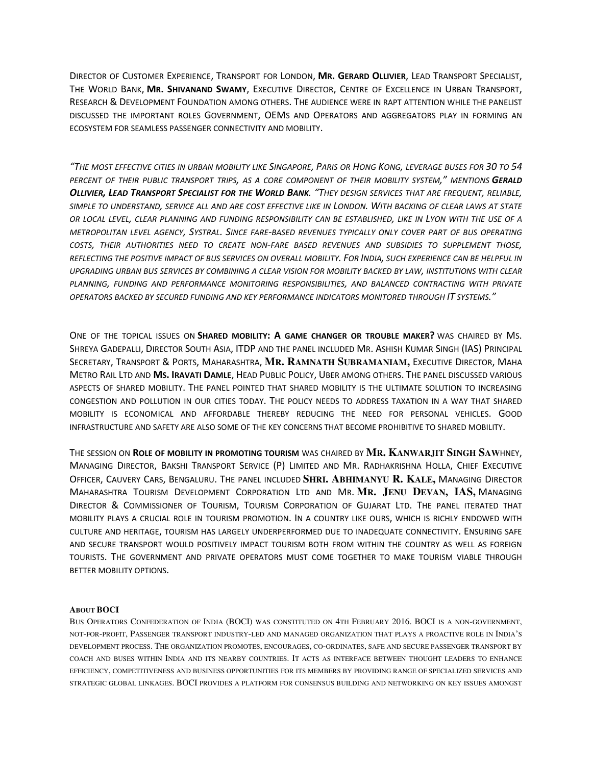Director of Customer Experience, Transport for London, **Mr. Gerard Ollivier**, Lead Transport Specialist, The World Bank, **Mr. Shivanand Swamy**, Executive Director, Centre of Excellence in Urban Transport, Research & Development Foundation among others. The audience were in rapt attention while the panelist discussed the important roles Government, OEMs and Operators and aggregators play in forming an ecosystem for seamless passenger connectivity and mobility.

*"The most effective cities in urban mobility like Singapore, Paris or Hong Kong, leverage buses for 30 to 54 percent of their public transport trips, as a core component of their mobility system," mentions **Gerald Ollivier, Lead Transport Specialist for the World Bank**. "They design services that are frequent, reliable, simple to understand, service all and are cost effective like in London. With backing of clear laws at state or local level, clear planning and funding responsibility can be established, like in Lyon with the use of a metropolitan level agency, Systral. Since fare-based revenues typically only cover part of bus operating costs, their authorities need to create non-fare based revenues and subsidies to supplement those, reflecting the positive impact of bus services on overall mobility. For India, such experience can be helpful in upgrading urban bus services by combining a clear vision for mobility backed by law, institutions with clear planning, funding and performance monitoring responsibilities, and balanced contracting with private operators backed by secured funding and key performance indicators monitored through IT systems."*

One of the topical issues on **Shared mobility: A game changer or trouble maker?** was chaired by Ms. Shreya Gadepalli, Director South Asia, ITDP and the panel included Mr. Ashish Kumar Singh (IAS) Principal Secretary, Transport & Ports, Maharashtra, **Mr. Ramnath Subramaniam,** Executive Director, Maha Metro Rail Ltd and **Ms. Iravati Damle**, Head Public Policy, Uber among others. The panel discussed various aspects of shared mobility. The panel pointed that shared mobility is the ultimate solution to increasing congestion and pollution in our cities today. The policy needs to address taxation in a way that shared mobility is economical and affordable thereby reducing the need for personal vehicles. Good infrastructure and safety are also some of the key concerns that become prohibitive to shared mobility.

The session on **Role of mobility in promoting tourism** was chaired by **Mr. Kanwarjit Singh Saw**hney, Managing Director, Bakshi Transport Service (P) Limited and Mr. Radhakrishna Holla, Chief Executive Officer, Cauvery Cars, Bengaluru. The panel included **Shri. Abhimanyu R. Kale,** Managing Director Maharashtra Tourism Development Corporation Ltd and Mr. **Mr. Jenu Devan, IAS,** Managing Director & Commissioner of Tourism, Tourism Corporation of Gujarat Ltd. The panel iterated that mobility plays a crucial role in tourism promotion. In a country like ours, which is richly endowed with culture and heritage, tourism has largely underperformed due to inadequate connectivity. Ensuring safe and secure transport would positively impact tourism both from within the country as well as foreign tourists. The government and private operators must come together to make tourism viable through better mobility options.

**About BOCI**

Bus Operators Confederation of India (BOCI) was constituted on 4th February 2016. BOCI is a non-government, not-for-profit, Passenger transport industry-led and managed organization that plays a proactive role in India's development process. The organization promotes, encourages, co-ordinates, safe and secure passenger transport by coach and buses within India and its nearby countries. It acts as interface between thought leaders to enhance efficiency, competitiveness and business opportunities for its members by providing range of specialized services and strategic global linkages. BOCI provides a platform for consensus building and networking on key issues amongst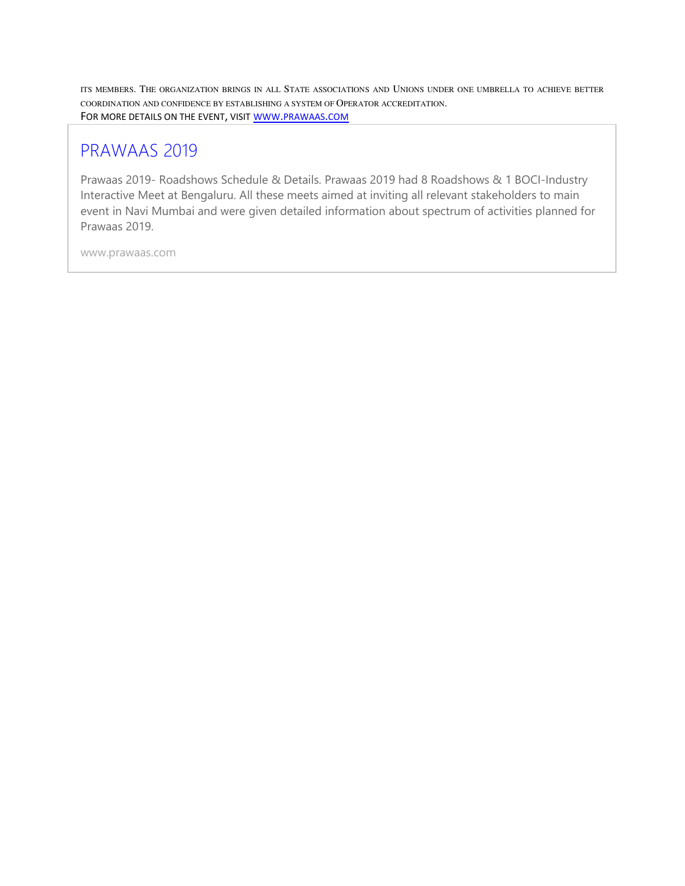ITS MEMBERS. THE ORGANIZATION BRINGS IN ALL STATE ASSOCIATIONS AND UNIONS UNDER ONE UMBRELLA TO ACHIEVE BETTER COORDINATION AND CONFIDENCE BY ESTABLISHING A SYSTEM OF OPERATOR ACCREDITATION.

FOR MORE DETAILS ON THE EVENT, VISIT [WWW.PRAWAAS.COM](http://www.prawaas.com)

## PRAWAAS 2019

Prawaas 2019- Roadshows Schedule & Details. Prawaas 2019 had 8 Roadshows & 1 BOCI-Industry Interactive Meet at Bengaluru. All these meets aimed at inviting all relevant stakeholders to main event in Navi Mumbai and were given detailed information about spectrum of activities planned for Prawaas 2019.

www.prawaas.com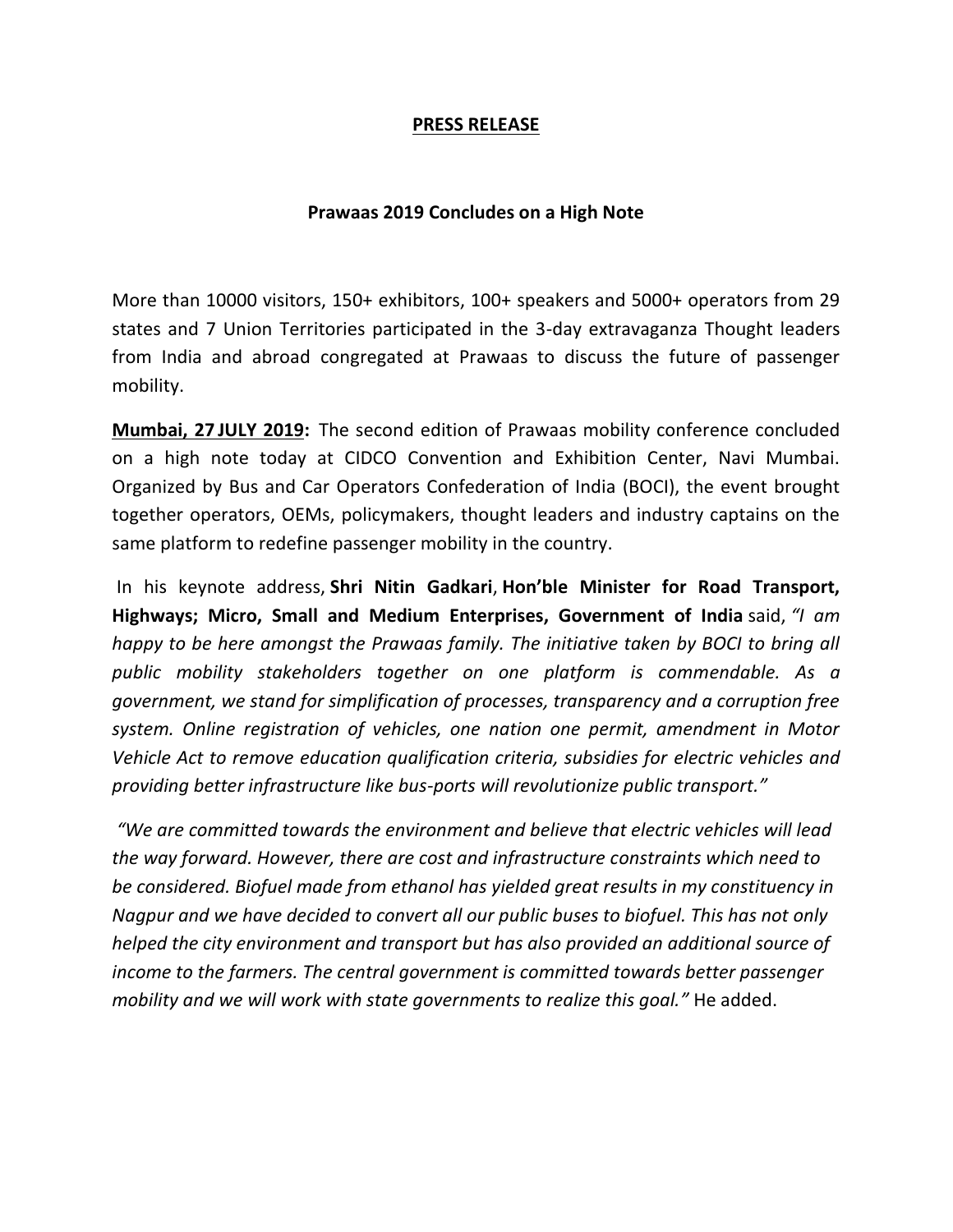**PRESS RELEASE**

**Prawaas 2019 Concludes on a High Note**

More than 10000 visitors, 150+ exhibitors, 100+ speakers and 5000+ operators from 29 states and 7 Union Territories participated in the 3-day extravaganza Thought leaders from India and abroad congregated at Prawaas to discuss the future of passenger mobility.

**Mumbai, 27 JULY 2019:** The second edition of Prawaas mobility conference concluded on a high note today at CIDCO Convention and Exhibition Center, Navi Mumbai. Organized by Bus and Car Operators Confederation of India (BOCI), the event brought together operators, OEMs, policymakers, thought leaders and industry captains on the same platform to redefine passenger mobility in the country.

In his keynote address, **Shri Nitin Gadkari**, **Hon'ble Minister for Road Transport, Highways; Micro, Small and Medium Enterprises, Government of India** said, *"I am happy to be here amongst the Prawaas family. The initiative taken by BOCI to bring all public mobility stakeholders together on one platform is commendable. As a government, we stand for simplification of processes, transparency and a corruption free system. Online registration of vehicles, one nation one permit, amendment in Motor Vehicle Act to remove education qualification criteria, subsidies for electric vehicles and providing better infrastructure like bus-ports will revolutionize public transport."*

*"We are committed towards the environment and believe that electric vehicles will lead the way forward. However, there are cost and infrastructure constraints which need to be considered. Biofuel made from ethanol has yielded great results in my constituency in Nagpur and we have decided to convert all our public buses to biofuel. This has not only helped the city environment and transport but has also provided an additional source of income to the farmers. The central government is committed towards better passenger mobility and we will work with state governments to realize this goal."* He added.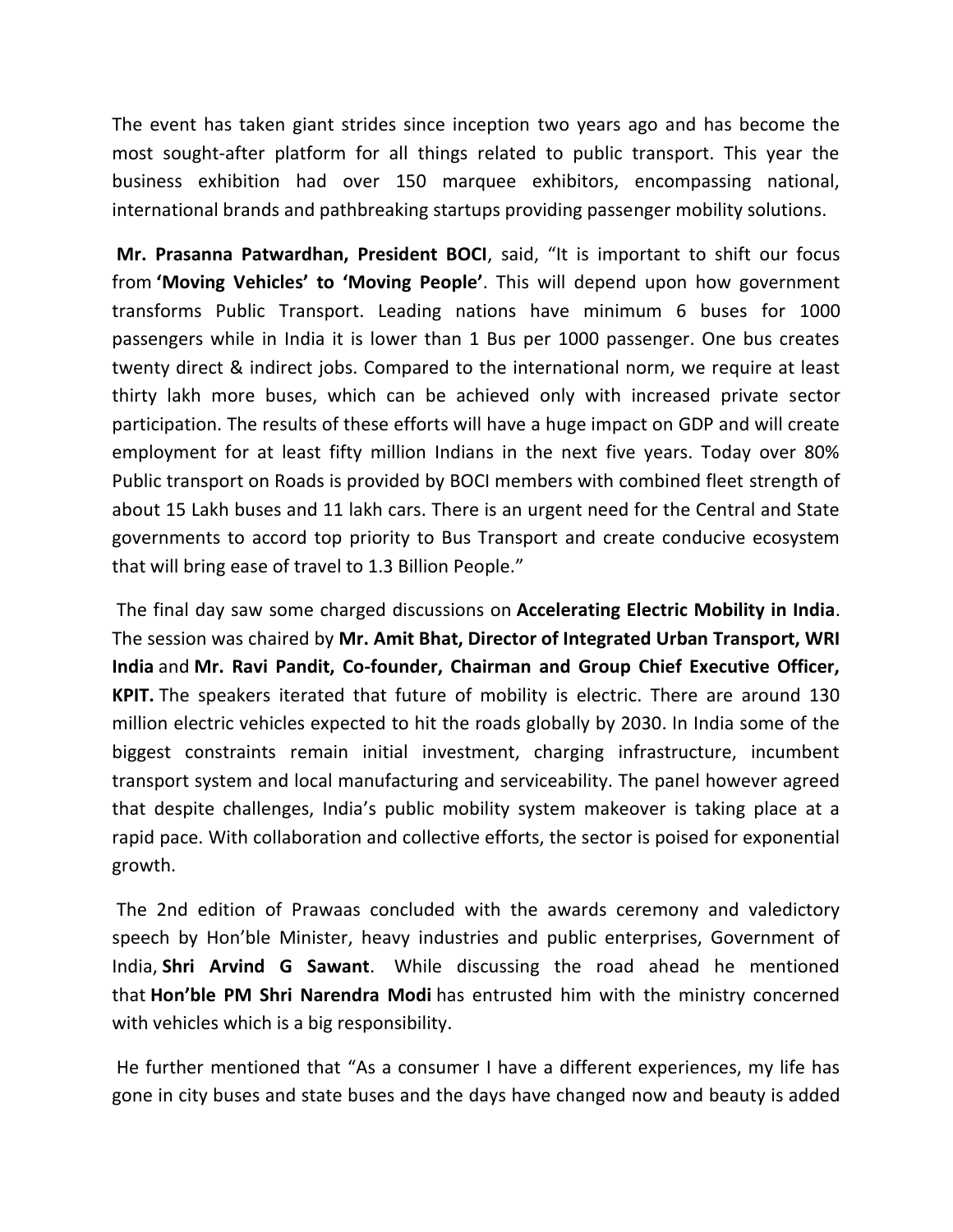The event has taken giant strides since inception two years ago and has become the most sought-after platform for all things related to public transport. This year the business exhibition had over 150 marquee exhibitors, encompassing national, international brands and pathbreaking startups providing passenger mobility solutions.

**Mr. Prasanna Patwardhan, President BOCI**, said, "It is important to shift our focus from **'Moving Vehicles' to 'Moving People'**. This will depend upon how government transforms Public Transport. Leading nations have minimum 6 buses for 1000 passengers while in India it is lower than 1 Bus per 1000 passenger. One bus creates twenty direct & indirect jobs. Compared to the international norm, we require at least thirty lakh more buses, which can be achieved only with increased private sector participation. The results of these efforts will have a huge impact on GDP and will create employment for at least fifty million Indians in the next five years. Today over 80% Public transport on Roads is provided by BOCI members with combined fleet strength of about 15 Lakh buses and 11 lakh cars. There is an urgent need for the Central and State governments to accord top priority to Bus Transport and create conducive ecosystem that will bring ease of travel to 1.3 Billion People."

The final day saw some charged discussions on **Accelerating Electric Mobility in India**. The session was chaired by **Mr. Amit Bhat, Director of Integrated Urban Transport, WRI India** and **Mr. Ravi Pandit, Co-founder, Chairman and Group Chief Executive Officer, KPIT.** The speakers iterated that future of mobility is electric. There are around 130 million electric vehicles expected to hit the roads globally by 2030. In India some of the biggest constraints remain initial investment, charging infrastructure, incumbent transport system and local manufacturing and serviceability. The panel however agreed that despite challenges, India's public mobility system makeover is taking place at a rapid pace. With collaboration and collective efforts, the sector is poised for exponential growth.

The 2nd edition of Prawaas concluded with the awards ceremony and valedictory speech by Hon'ble Minister, heavy industries and public enterprises, Government of India, **Shri Arvind G Sawant**. While discussing the road ahead he mentioned that **Hon'ble PM Shri Narendra Modi** has entrusted him with the ministry concerned with vehicles which is a big responsibility.

He further mentioned that "As a consumer I have a different experiences, my life has gone in city buses and state buses and the days have changed now and beauty is added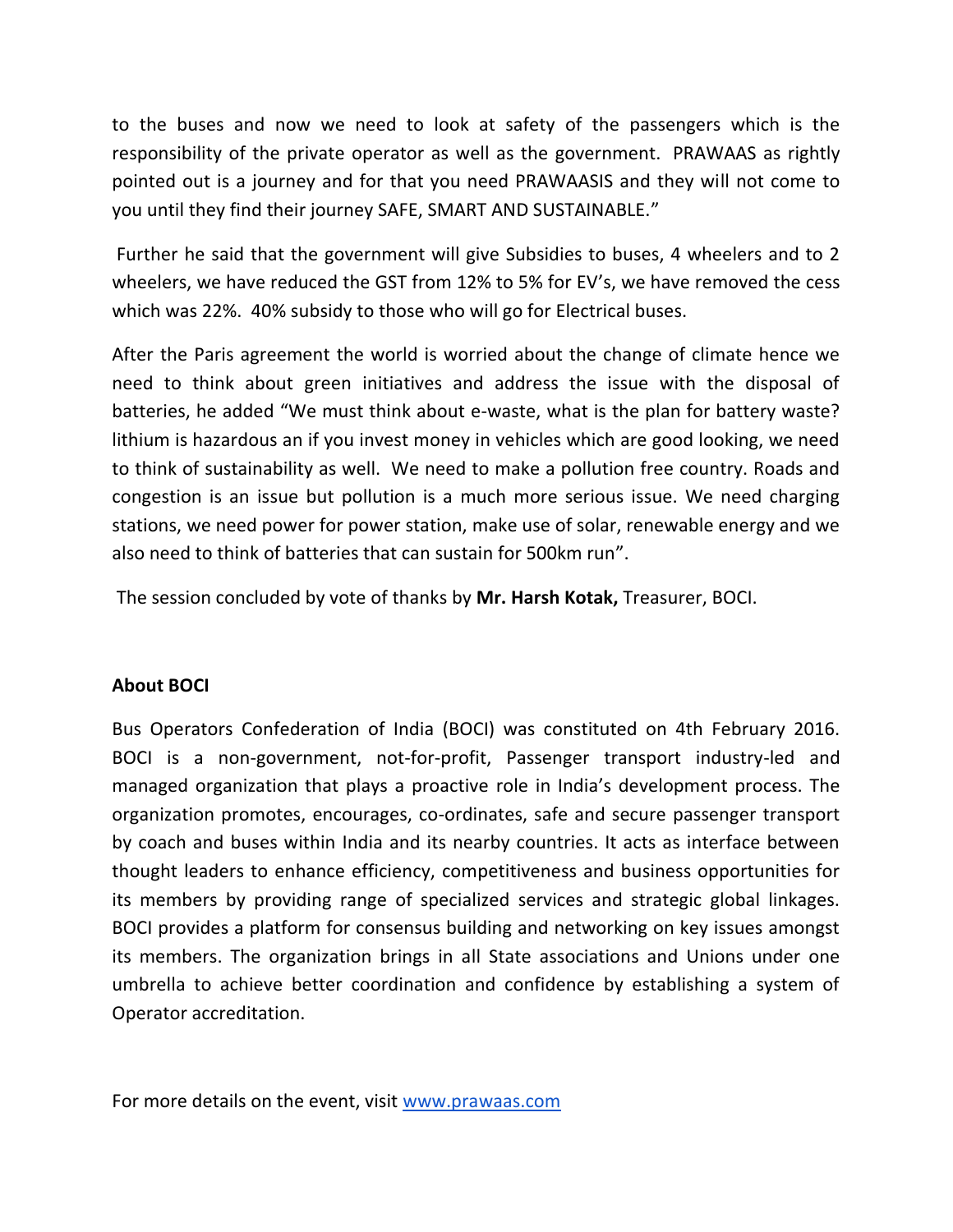to the buses and now we need to look at safety of the passengers which is the responsibility of the private operator as well as the government. PRAWAAS as rightly pointed out is a journey and for that you need PRAWAASIS and they will not come to you until they find their journey SAFE, SMART AND SUSTAINABLE."

Further he said that the government will give Subsidies to buses, 4 wheelers and to 2 wheelers, we have reduced the GST from 12% to 5% for EV's, we have removed the cess which was 22%. 40% subsidy to those who will go for Electrical buses.

After the Paris agreement the world is worried about the change of climate hence we need to think about green initiatives and address the issue with the disposal of batteries, he added "We must think about e-waste, what is the plan for battery waste? lithium is hazardous an if you invest money in vehicles which are good looking, we need to think of sustainability as well. We need to make a pollution free country. Roads and congestion is an issue but pollution is a much more serious issue. We need charging stations, we need power for power station, make use of solar, renewable energy and we also need to think of batteries that can sustain for 500km run".

The session concluded by vote of thanks by **Mr. Harsh Kotak,** Treasurer, BOCI.

**About BOCI**

Bus Operators Confederation of India (BOCI) was constituted on 4th February 2016. BOCI is a non-government, not-for-profit, Passenger transport industry-led and managed organization that plays a proactive role in India's development process. The organization promotes, encourages, co-ordinates, safe and secure passenger transport by coach and buses within India and its nearby countries. It acts as interface between thought leaders to enhance efficiency, competitiveness and business opportunities for its members by providing range of specialized services and strategic global linkages. BOCI provides a platform for consensus building and networking on key issues amongst its members. The organization brings in all State associations and Unions under one umbrella to achieve better coordination and confidence by establishing a system of Operator accreditation.

For more details on the event, visit [www.prawaas.com](www.prawaas.com)